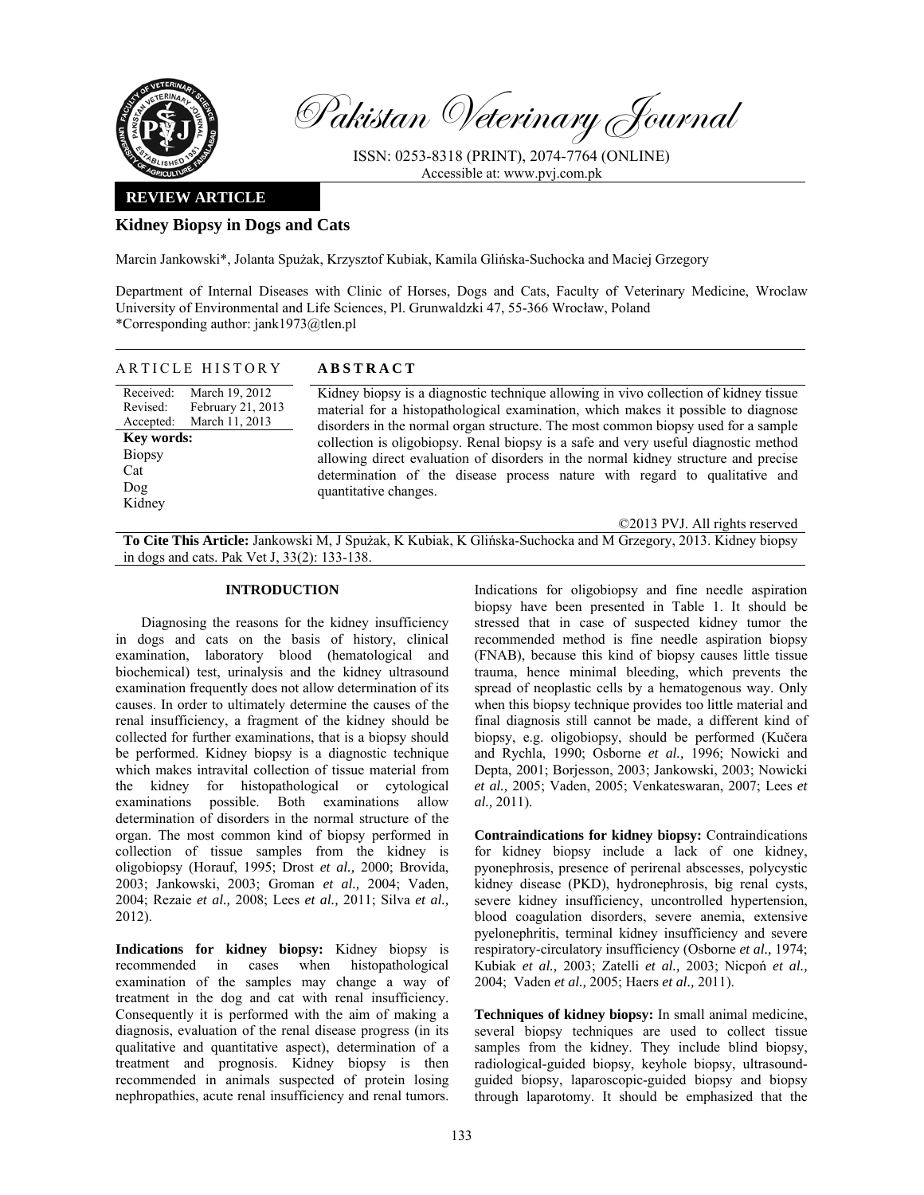Pakistan Veterinary Journal

ISSN: 0253-8318 (PRINT), 2074-7764 (ONLINE)
Accessible at: www.pvj.com.pk

**REVIEW ARTICLE**

# Kidney Biopsy in Dogs and Cats

Marcin Jankowski*, Jolanta Spużak, Krzysztof Kubiak, Kamila Glińska-Suchocka and Maciej Grzegory

Department of Internal Diseases with Clinic of Horses, Dogs and Cats, Faculty of Veterinary Medicine, Wroclaw University of Environmental and Life Sciences, Pl. Grunwaldzki 47, 55-366 Wrocław, Poland
*Corresponding author: jank1973@tlen.pl

## ARTICLE HISTORY

Received: March 19, 2012
Revised: February 21, 2013
Accepted: March 11, 2013

**Key words:**
Biopsy
Cat
Dog
Kidney

## ABSTRACT

Kidney biopsy is a diagnostic technique allowing in vivo collection of kidney tissue material for a histopathological examination, which makes it possible to diagnose disorders in the normal organ structure. The most common biopsy used for a sample collection is oligobiopsy. Renal biopsy is a safe and very useful diagnostic method allowing direct evaluation of disorders in the normal kidney structure and precise determination of the disease process nature with regard to qualitative and quantitative changes.

©2013 PVJ. All rights reserved

**To Cite This Article:** Jankowski M, J Spużak, K Kubiak, K Glińska-Suchocka and M Grzegory, 2013. Kidney biopsy in dogs and cats. Pak Vet J, 33(2): 133-138.

## INTRODUCTION

Diagnosing the reasons for the kidney insufficiency in dogs and cats on the basis of history, clinical examination, laboratory blood (hematological and biochemical) test, urinalysis and the kidney ultrasound examination frequently does not allow determination of its causes. In order to ultimately determine the causes of the renal insufficiency, a fragment of the kidney should be collected for further examinations, that is a biopsy should be performed. Kidney biopsy is a diagnostic technique which makes intravital collection of tissue material from the kidney for histopathological or cytological examinations possible. Both examinations allow determination of disorders in the normal structure of the organ. The most common kind of biopsy performed in collection of tissue samples from the kidney is oligobiopsy (Horauf, 1995; Drost *et al.,* 2000; Brovida, 2003; Jankowski, 2003; Groman *et al.,* 2004; Vaden, 2004; Rezaie *et al.,* 2008; Lees *et al.,* 2011; Silva *et al.,* 2012).

**Indications for kidney biopsy:** Kidney biopsy is recommended in cases when histopathological examination of the samples may change a way of treatment in the dog and cat with renal insufficiency. Consequently it is performed with the aim of making a diagnosis, evaluation of the renal disease progress (in its qualitative and quantitative aspect), determination of a treatment and prognosis. Kidney biopsy is then recommended in animals suspected of protein losing nephropathies, acute renal insufficiency and renal tumors. Indications for oligobiopsy and fine needle aspiration biopsy have been presented in Table 1. It should be stressed that in case of suspected kidney tumor the recommended method is fine needle aspiration biopsy (FNAB), because this kind of biopsy causes little tissue trauma, hence minimal bleeding, which prevents the spread of neoplastic cells by a hematogenous way. Only when this biopsy technique provides too little material and final diagnosis still cannot be made, a different kind of biopsy, e.g. oligobiopsy, should be performed (Kučera and Rychla, 1990; Osborne *et al.,* 1996; Nowicki and Depta, 2001; Borjesson, 2003; Jankowski, 2003; Nowicki *et al.,* 2005; Vaden, 2005; Venkateswaran, 2007; Lees *et al.,* 2011).

**Contraindications for kidney biopsy:** Contraindications for kidney biopsy include a lack of one kidney, pyonephrosis, presence of perirenal abscesses, polycystic kidney disease (PKD), hydronephrosis, big renal cysts, severe kidney insufficiency, uncontrolled hypertension, blood coagulation disorders, severe anemia, extensive pyelonephritis, terminal kidney insufficiency and severe respiratory-circulatory insufficiency (Osborne *et al.,* 1974; Kubiak *et al.,* 2003; Zatelli *et al.,* 2003; Nicpoń *et al.,* 2004; Vaden *et al.,* 2005; Haers *et al.,* 2011).

**Techniques of kidney biopsy:** In small animal medicine, several biopsy techniques are used to collect tissue samples from the kidney. They include blind biopsy, radiological-guided biopsy, keyhole biopsy, ultrasound-guided biopsy, laparoscopic-guided biopsy and biopsy through laparotomy. It should be emphasized that the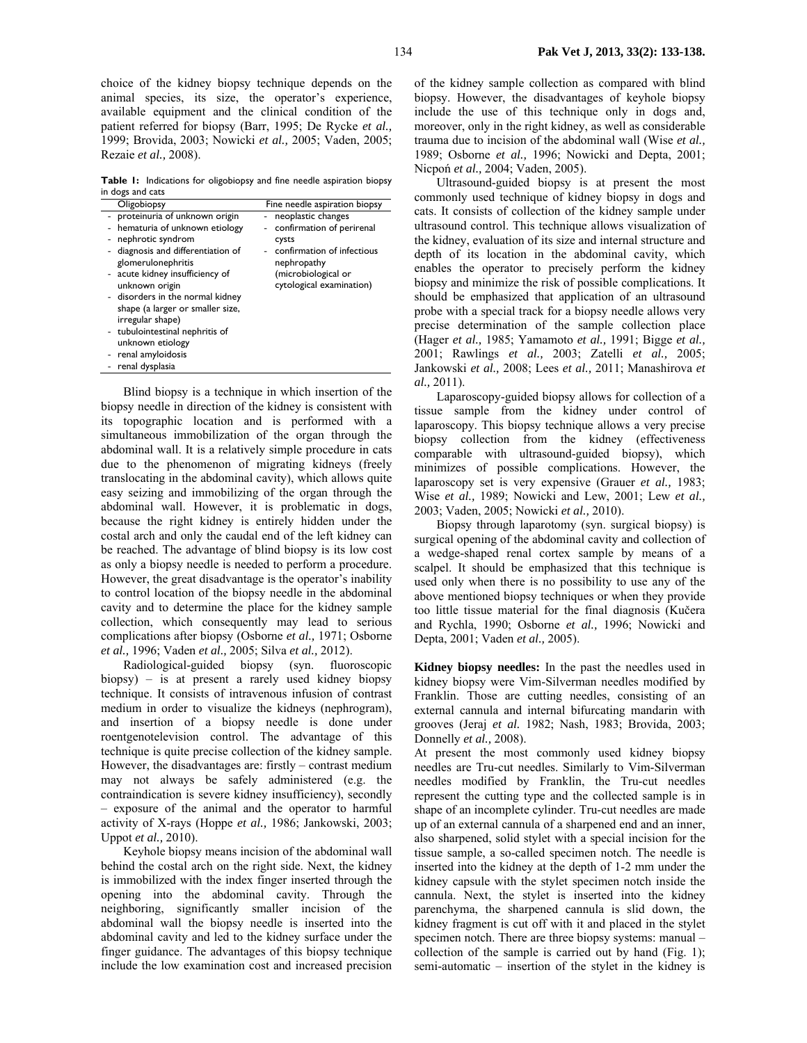choice of the kidney biopsy technique depends on the animal species, its size, the operator's experience, available equipment and the clinical condition of the patient referred for biopsy (Barr, 1995; De Rycke *et al.,* 1999; Brovida, 2003; Nowicki *et al.,* 2005; Vaden, 2005; Rezaie *et al.,* 2008).

**Table 1:** Indications for oligobiopsy and fine needle aspiration biopsy in dogs and cats

| Oligobiopsy | Fine needle aspiration biopsy |
|---|---|
| - proteinuria of unknown origin<br>- hematuria of unknown etiology<br>- nephrotic syndrom<br>- diagnosis and differentiation of glomerulonephritis<br>- acute kidney insufficiency of unknown origin<br>- disorders in the normal kidney shape (a larger or smaller size, irregular shape)<br>- tubulointestinal nephritis of unknown etiology<br>- renal amyloidosis<br>- renal dysplasia | - neoplastic changes<br>- confirmation of perirenal cysts<br>- confirmation of infectious nephropathy (microbiological or cytological examination) |

Blind biopsy is a technique in which insertion of the biopsy needle in direction of the kidney is consistent with its topographic location and is performed with a simultaneous immobilization of the organ through the abdominal wall. It is a relatively simple procedure in cats due to the phenomenon of migrating kidneys (freely translocating in the abdominal cavity), which allows quite easy seizing and immobilizing of the organ through the abdominal wall. However, it is problematic in dogs, because the right kidney is entirely hidden under the costal arch and only the caudal end of the left kidney can be reached. The advantage of blind biopsy is its low cost as only a biopsy needle is needed to perform a procedure. However, the great disadvantage is the operator's inability to control location of the biopsy needle in the abdominal cavity and to determine the place for the kidney sample collection, which consequently may lead to serious complications after biopsy (Osborne *et al.,* 1971; Osborne *et al.,* 1996; Vaden *et al.,* 2005; Silva *et al.,* 2012).

Radiological-guided biopsy (syn. fluoroscopic biopsy) – is at present a rarely used kidney biopsy technique. It consists of intravenous infusion of contrast medium in order to visualize the kidneys (nephrogram), and insertion of a biopsy needle is done under roentgenotelevision control. The advantage of this technique is quite precise collection of the kidney sample. However, the disadvantages are: firstly – contrast medium may not always be safely administered (e.g. the contraindication is severe kidney insufficiency), secondly – exposure of the animal and the operator to harmful activity of X-rays (Hoppe *et al.,* 1986; Jankowski, 2003; Uppot *et al.,* 2010).

Keyhole biopsy means incision of the abdominal wall behind the costal arch on the right side. Next, the kidney is immobilized with the index finger inserted through the opening into the abdominal cavity. Through the neighboring, significantly smaller incision of the abdominal wall the biopsy needle is inserted into the abdominal cavity and led to the kidney surface under the finger guidance. The advantages of this biopsy technique include the low examination cost and increased precision of the kidney sample collection as compared with blind biopsy. However, the disadvantages of keyhole biopsy include the use of this technique only in dogs and, moreover, only in the right kidney, as well as considerable trauma due to incision of the abdominal wall (Wise *et al.,* 1989; Osborne *et al.,* 1996; Nowicki and Depta, 2001; Nicpoń *et al.,* 2004; Vaden, 2005).

Ultrasound-guided biopsy is at present the most commonly used technique of kidney biopsy in dogs and cats. It consists of collection of the kidney sample under ultrasound control. This technique allows visualization of the kidney, evaluation of its size and internal structure and depth of its location in the abdominal cavity, which enables the operator to precisely perform the kidney biopsy and minimize the risk of possible complications. It should be emphasized that application of an ultrasound probe with a special track for a biopsy needle allows very precise determination of the sample collection place (Hager *et al.,* 1985; Yamamoto *et al.,* 1991; Bigge *et al.,* 2001; Rawlings *et al.,* 2003; Zatelli *et al.,* 2005; Jankowski *et al.,* 2008; Lees *et al.,* 2011; Manashirova *et al.,* 2011).

Laparoscopy-guided biopsy allows for collection of a tissue sample from the kidney under control of laparoscopy. This biopsy technique allows a very precise biopsy collection from the kidney (effectiveness comparable with ultrasound-guided biopsy), which minimizes of possible complications. However, the laparoscopy set is very expensive (Grauer *et al.,* 1983; Wise *et al.,* 1989; Nowicki and Lew, 2001; Lew *et al.,* 2003; Vaden, 2005; Nowicki *et al.,* 2010).

Biopsy through laparotomy (syn. surgical biopsy) is surgical opening of the abdominal cavity and collection of a wedge-shaped renal cortex sample by means of a scalpel. It should be emphasized that this technique is used only when there is no possibility to use any of the above mentioned biopsy techniques or when they provide too little tissue material for the final diagnosis (Kučera and Rychla, 1990; Osborne *et al.,* 1996; Nowicki and Depta, 2001; Vaden *et al.,* 2005).

**Kidney biopsy needles:** In the past the needles used in kidney biopsy were Vim-Silverman needles modified by Franklin. Those are cutting needles, consisting of an external cannula and internal bifurcating mandarin with grooves (Jeraj *et al.* 1982; Nash, 1983; Brovida, 2003; Donnelly *et al.,* 2008).

At present the most commonly used kidney biopsy needles are Tru-cut needles. Similarly to Vim-Silverman needles modified by Franklin, the Tru-cut needles represent the cutting type and the collected sample is in shape of an incomplete cylinder. Tru-cut needles are made up of an external cannula of a sharpened end and an inner, also sharpened, solid stylet with a special incision for the tissue sample, a so-called specimen notch. The needle is inserted into the kidney at the depth of 1-2 mm under the kidney capsule with the stylet specimen notch inside the cannula. Next, the stylet is inserted into the kidney parenchyma, the sharpened cannula is slid down, the kidney fragment is cut off with it and placed in the stylet specimen notch. There are three biopsy systems: manual – collection of the sample is carried out by hand (Fig. 1); semi-automatic – insertion of the stylet in the kidney is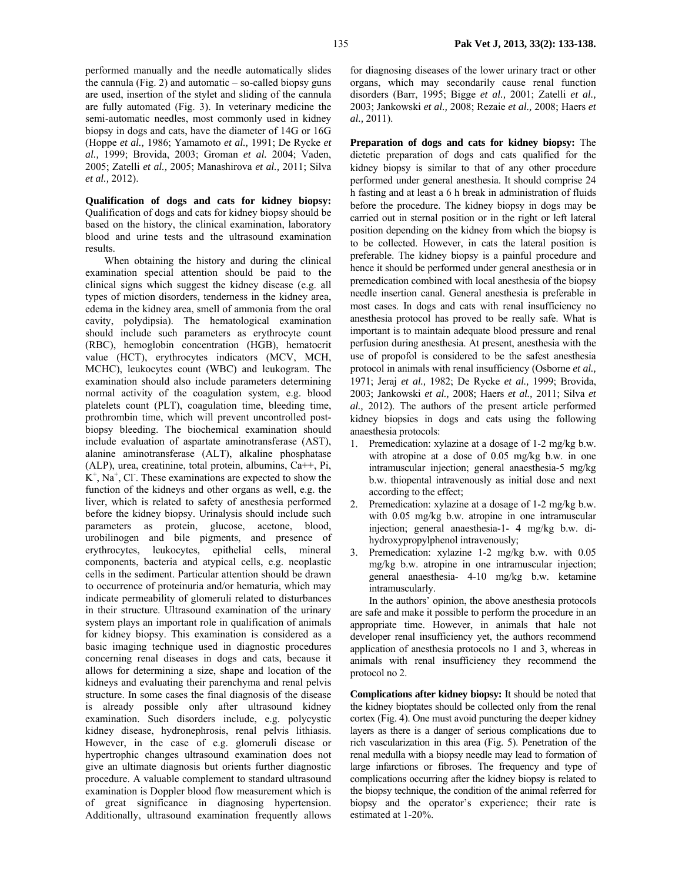performed manually and the needle automatically slides the cannula (Fig. 2) and automatic – so-called biopsy guns are used, insertion of the stylet and sliding of the cannula are fully automated (Fig. 3). In veterinary medicine the semi-automatic needles, most commonly used in kidney biopsy in dogs and cats, have the diameter of 14G or 16G (Hoppe *et al.,* 1986; Yamamoto *et al.,* 1991; De Rycke *et al.,* 1999; Brovida, 2003; Groman *et al.* 2004; Vaden, 2005; Zatelli *et al.,* 2005; Manashirova *et al.,* 2011; Silva *et al.,* 2012).

**Qualification of dogs and cats for kidney biopsy:** Qualification of dogs and cats for kidney biopsy should be based on the history, the clinical examination, laboratory blood and urine tests and the ultrasound examination results.

When obtaining the history and during the clinical examination special attention should be paid to the clinical signs which suggest the kidney disease (e.g. all types of miction disorders, tenderness in the kidney area, edema in the kidney area, smell of ammonia from the oral cavity, polydipsia). The hematological examination should include such parameters as erythrocyte count (RBC), hemoglobin concentration (HGB), hematocrit value (HCT), erythrocytes indicators (MCV, MCH, MCHC), leukocytes count (WBC) and leukogram. The examination should also include parameters determining normal activity of the coagulation system, e.g. blood platelets count (PLT), coagulation time, bleeding time, prothrombin time, which will prevent uncontrolled post-biopsy bleeding. The biochemical examination should include evaluation of aspartate aminotransferase (AST), alanine aminotransferase (ALT), alkaline phosphatase (ALP), urea, creatinine, total protein, albumins, $Ca^{++}$, Pi, $K^+$, $Na^+$, $Cl^-$. These examinations are expected to show the function of the kidneys and other organs as well, e.g. the liver, which is related to safety of anesthesia performed before the kidney biopsy. Urinalysis should include such parameters as protein, glucose, acetone, blood, urobilinogen and bile pigments, and presence of erythrocytes, leukocytes, epithelial cells, mineral components, bacteria and atypical cells, e.g. neoplastic cells in the sediment. Particular attention should be drawn to occurrence of proteinuria and/or hematuria, which may indicate permeability of glomeruli related to disturbances in their structure. Ultrasound examination of the urinary system plays an important role in qualification of animals for kidney biopsy. This examination is considered as a basic imaging technique used in diagnostic procedures concerning renal diseases in dogs and cats, because it allows for determining a size, shape and location of the kidneys and evaluating their parenchyma and renal pelvis structure. In some cases the final diagnosis of the disease is already possible only after ultrasound kidney examination. Such disorders include, e.g. polycystic kidney disease, hydronephrosis, renal pelvis lithiasis. However, in the case of e.g. glomeruli disease or hypertrophic changes ultrasound examination does not give an ultimate diagnosis but orients further diagnostic procedure. A valuable complement to standard ultrasound examination is Doppler blood flow measurement which is of great significance in diagnosing hypertension. Additionally, ultrasound examination frequently allows for diagnosing diseases of the lower urinary tract or other organs, which may secondarily cause renal function disorders (Barr, 1995; Bigge *et al.,* 2001; Zatelli *et al.,* 2003; Jankowski *et al.,* 2008; Rezaie *et al.,* 2008; Haers *et al.,* 2011).

**Preparation of dogs and cats for kidney biopsy:** The dietetic preparation of dogs and cats qualified for the kidney biopsy is similar to that of any other procedure performed under general anesthesia. It should comprise 24 h fasting and at least a 6 h break in administration of fluids before the procedure. The kidney biopsy in dogs may be carried out in sternal position or in the right or left lateral position depending on the kidney from which the biopsy is to be collected. However, in cats the lateral position is preferable. The kidney biopsy is a painful procedure and hence it should be performed under general anesthesia or in premedication combined with local anesthesia of the biopsy needle insertion canal. General anesthesia is preferable in most cases. In dogs and cats with renal insufficiency no anesthesia protocol has proved to be really safe. What is important is to maintain adequate blood pressure and renal perfusion during anesthesia. At present, anesthesia with the use of propofol is considered to be the safest anesthesia protocol in animals with renal insufficiency (Osborne *et al.,* 1971; Jeraj *et al.,* 1982; De Rycke *et al.,* 1999; Brovida, 2003; Jankowski *et al.,* 2008; Haers *et al.,* 2011; Silva *et al.,* 2012). The authors of the present article performed kidney biopsies in dogs and cats using the following anaesthesia protocols:

1. Premedication: xylazine at a dosage of 1-2 mg/kg b.w. with atropine at a dose of 0.05 mg/kg b.w. in one intramuscular injection; general anaesthesia-5 mg/kg b.w. thiopental intravenously as initial dose and next according to the effect;
2. Premedication: xylazine at a dosage of 1-2 mg/kg b.w. with 0.05 mg/kg b.w. atropine in one intramuscular injection; general anaesthesia-1- 4 mg/kg b.w. di-hydroxypropylphenol intravenously;
3. Premedication: xylazine 1-2 mg/kg b.w. with 0.05 mg/kg b.w. atropine in one intramuscular injection; general anaesthesia- 4-10 mg/kg b.w. ketamine intramuscularly.

In the authors' opinion, the above anesthesia protocols are safe and make it possible to perform the procedure in an appropriate time. However, in animals that hale not developer renal insufficiency yet, the authors recommend application of anesthesia protocols no 1 and 3, whereas in animals with renal insufficiency they recommend the protocol no 2.

**Complications after kidney biopsy:** It should be noted that the kidney bioptates should be collected only from the renal cortex (Fig. 4). One must avoid puncturing the deeper kidney layers as there is a danger of serious complications due to rich vascularization in this area (Fig. 5). Penetration of the renal medulla with a biopsy needle may lead to formation of large infarctions or fibroses. The frequency and type of complications occurring after the kidney biopsy is related to the biopsy technique, the condition of the animal referred for biopsy and the operator's experience; their rate is estimated at 1-20%.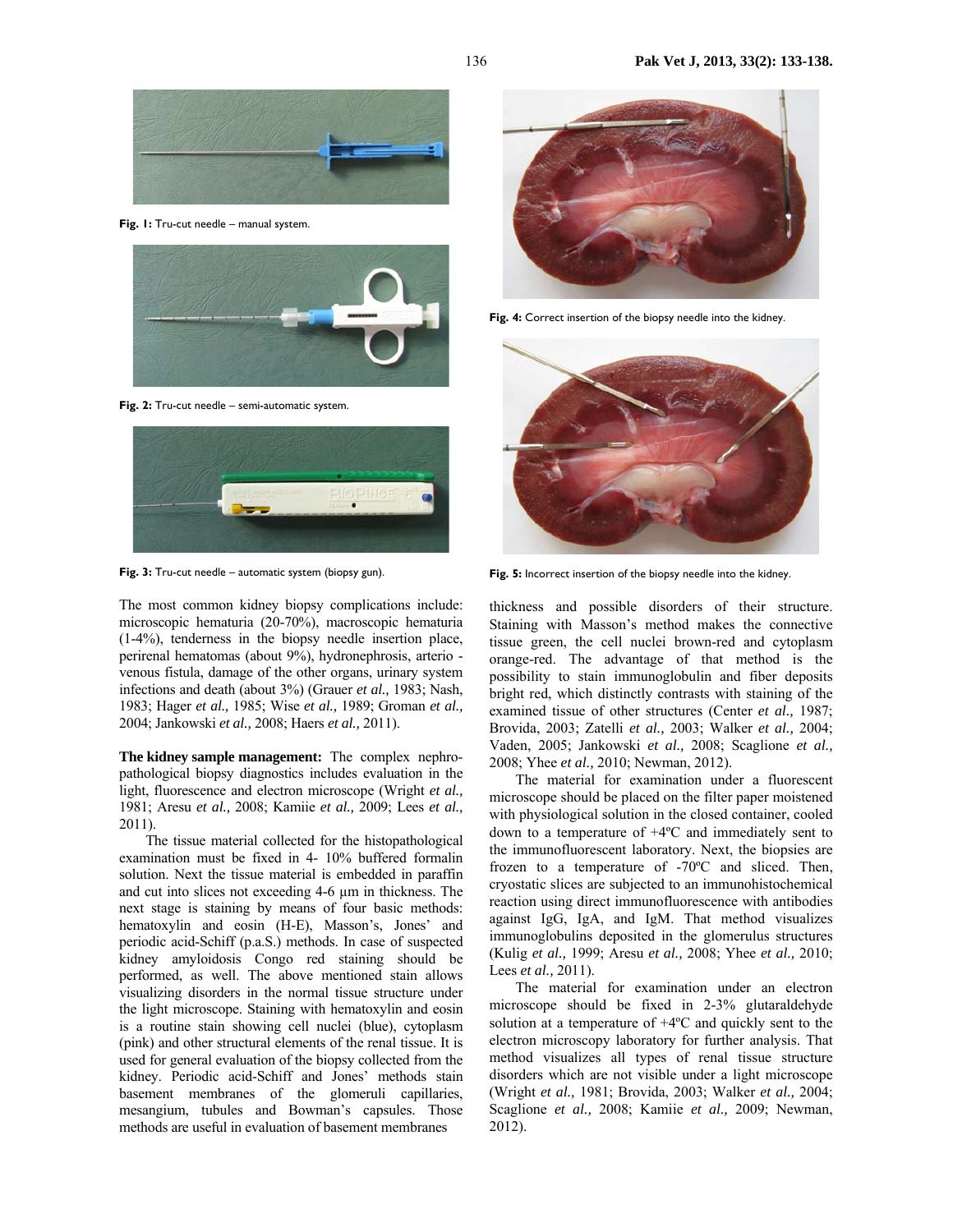Fig. 1: Tru-cut needle – manual system.

Fig. 2: Tru-cut needle – semi-automatic system.

Fig. 3: Tru-cut needle – automatic system (biopsy gun).

Fig. 4: Correct insertion of the biopsy needle into the kidney.

Fig. 5: Incorrect insertion of the biopsy needle into the kidney.

The most common kidney biopsy complications include: microscopic hematuria (20-70%), macroscopic hematuria (1-4%), tenderness in the biopsy needle insertion place, perirenal hematomas (about 9%), hydronephrosis, arterio - venous fistula, damage of the other organs, urinary system infections and death (about 3%) (Grauer *et al.,* 1983; Nash, 1983; Hager *et al.,* 1985; Wise *et al.,* 1989; Groman *et al.,* 2004; Jankowski *et al.,* 2008; Haers *et al.,* 2011).

**The kidney sample management:** The complex nephropathological biopsy diagnostics includes evaluation in the light, fluorescence and electron microscope (Wright *et al.,* 1981; Aresu *et al.,* 2008; Kamiie *et al.,* 2009; Lees *et al.,* 2011).

The tissue material collected for the histopathological examination must be fixed in 4- 10% buffered formalin solution. Next the tissue material is embedded in paraffin and cut into slices not exceeding 4-6 µm in thickness. The next stage is staining by means of four basic methods: hematoxylin and eosin (H-E), Masson's, Jones' and periodic acid-Schiff (p.a.S.) methods. In case of suspected kidney amyloidosis Congo red staining should be performed, as well. The above mentioned stain allows visualizing disorders in the normal tissue structure under the light microscope. Staining with hematoxylin and eosin is a routine stain showing cell nuclei (blue), cytoplasm (pink) and other structural elements of the renal tissue. It is used for general evaluation of the biopsy collected from the kidney. Periodic acid-Schiff and Jones' methods stain basement membranes of the glomeruli capillaries, mesangium, tubules and Bowman's capsules. Those methods are useful in evaluation of basement membranes thickness and possible disorders of their structure. Staining with Masson's method makes the connective tissue green, the cell nuclei brown-red and cytoplasm orange-red. The advantage of that method is the possibility to stain immunoglobulin and fiber deposits bright red, which distinctly contrasts with staining of the examined tissue of other structures (Center *et al.,* 1987; Brovida, 2003; Zatelli *et al.,* 2003; Walker *et al.,* 2004; Vaden, 2005; Jankowski *et al.,* 2008; Scaglione *et al.,* 2008; Yhee *et al.,* 2010; Newman, 2012).

The material for examination under a fluorescent microscope should be placed on the filter paper moistened with physiological solution in the closed container, cooled down to a temperature of +4ºC and immediately sent to the immunofluorescent laboratory. Next, the biopsies are frozen to a temperature of -70ºC and sliced. Then, cryostatic slices are subjected to an immunohistochemical reaction using direct immunofluorescence with antibodies against IgG, IgA, and IgM. That method visualizes immunoglobulins deposited in the glomerulus structures (Kulig *et al.,* 1999; Aresu *et al.,* 2008; Yhee *et al.,* 2010; Lees *et al.,* 2011).

The material for examination under an electron microscope should be fixed in 2-3% glutaraldehyde solution at a temperature of +4ºC and quickly sent to the electron microscopy laboratory for further analysis. That method visualizes all types of renal tissue structure disorders which are not visible under a light microscope (Wright *et al.,* 1981; Brovida, 2003; Walker *et al.,* 2004; Scaglione *et al.,* 2008; Kamiie *et al.,* 2009; Newman, 2012).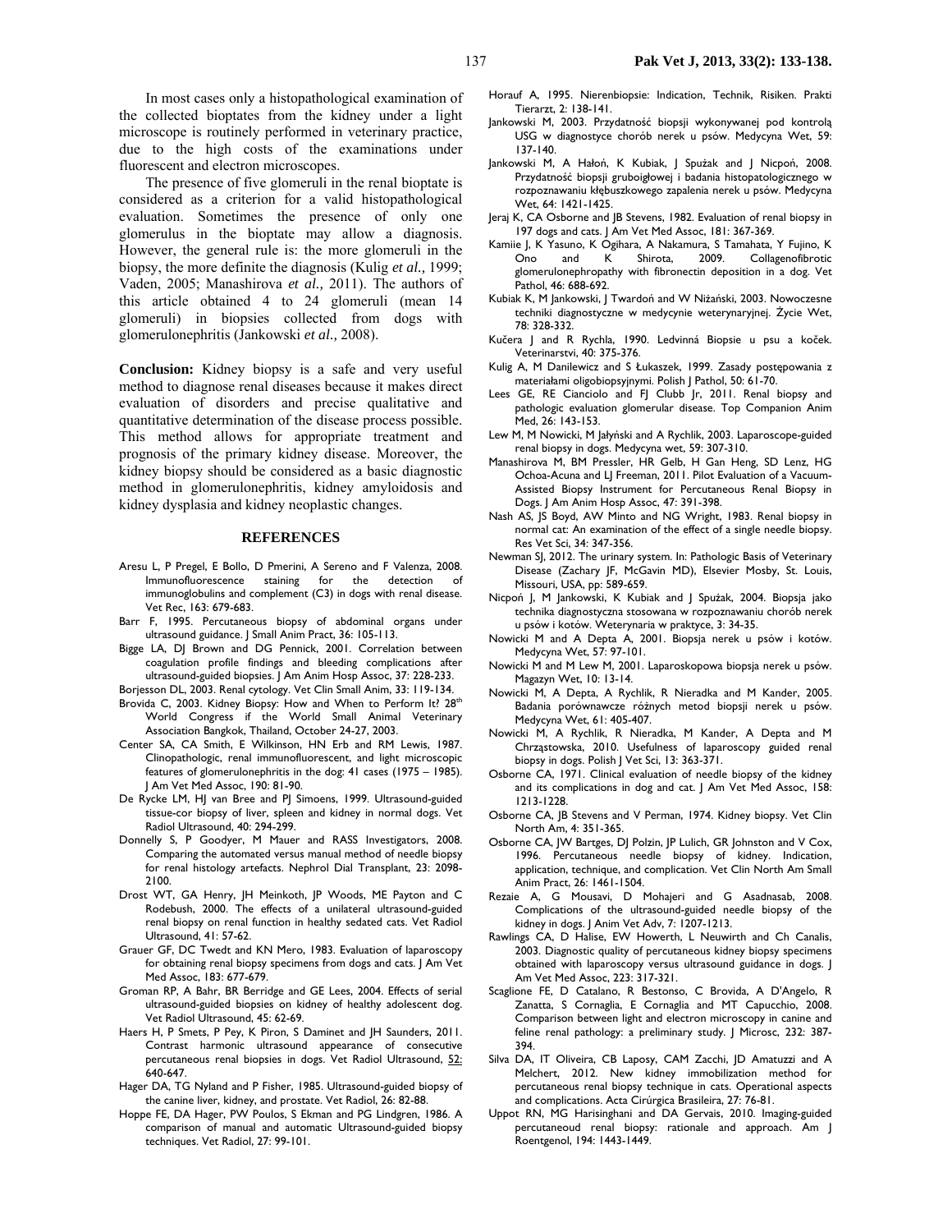In most cases only a histopathological examination of the collected bioptates from the kidney under a light microscope is routinely performed in veterinary practice, due to the high costs of the examinations under fluorescent and electron microscopes.

The presence of five glomeruli in the renal bioptate is considered as a criterion for a valid histopathological evaluation. Sometimes the presence of only one glomerulus in the bioptate may allow a diagnosis. However, the general rule is: the more glomeruli in the biopsy, the more definite the diagnosis (Kulig *et al.,* 1999; Vaden, 2005; Manashirova *et al.,* 2011). The authors of this article obtained 4 to 24 glomeruli (mean 14 glomeruli) in biopsies collected from dogs with glomerulonephritis (Jankowski *et al.,* 2008).

**Conclusion:** Kidney biopsy is a safe and very useful method to diagnose renal diseases because it makes direct evaluation of disorders and precise qualitative and quantitative determination of the disease process possible. This method allows for appropriate treatment and prognosis of the primary kidney disease. Moreover, the kidney biopsy should be considered as a basic diagnostic method in glomerulonephritis, kidney amyloidosis and kidney dysplasia and kidney neoplastic changes.

## REFERENCES

Aresu L, P Pregel, E Bollo, D Pmerini, A Sereno and F Valenza, 2008. Immunofluorescence staining for the detection of immunoglobulins and complement (C3) in dogs with renal disease. Vet Rec, 163: 679-683.

Barr F, 1995. Percutaneous biopsy of abdominal organs under ultrasound guidance. J Small Anim Pract, 36: 105-113.

Bigge LA, DJ Brown and DG Pennick, 2001. Correlation between coagulation profile findings and bleeding complications after ultrasound-guided biopsies. J Am Anim Hosp Assoc, 37: 228-233.

Borjesson DL, 2003. Renal cytology. Vet Clin Small Anim, 33: 119-134.

Brovida C, 2003. Kidney Biopsy: How and When to Perform It? 28th World Congress if the World Small Animal Veterinary Association Bangkok, Thailand, October 24-27, 2003.

Center SA, CA Smith, E Wilkinson, HN Erb and RM Lewis, 1987. Clinopathologic, renal immunofluorescent, and light microscopic features of glomerulonephritis in the dog: 41 cases (1975 – 1985). J Am Vet Med Assoc, 190: 81-90.

De Rycke LM, HJ van Bree and PJ Simoens, 1999. Ultrasound-guided tissue-cor biopsy of liver, spleen and kidney in normal dogs. Vet Radiol Ultrasound, 40: 294-299.

Donnelly S, P Goodyer, M Mauer and RASS Investigators, 2008. Comparing the automated versus manual method of needle biopsy for renal histology artefacts. Nephrol Dial Transplant, 23: 2098-2100.

Drost WT, GA Henry, JH Meinkoth, JP Woods, ME Payton and C Rodebush, 2000. The effects of a unilateral ultrasound-guided renal biopsy on renal function in healthy sedated cats. Vet Radiol Ultrasound, 41: 57-62.

Grauer GF, DC Twedt and KN Mero, 1983. Evaluation of laparoscopy for obtaining renal biopsy specimens from dogs and cats. J Am Vet Med Assoc, 183: 677-679.

Groman RP, A Bahr, BR Berridge and GE Lees, 2004. Effects of serial ultrasound-guided biopsies on kidney of healthy adolescent dog. Vet Radiol Ultrasound, 45: 62-69.

Haers H, P Smets, P Pey, K Piron, S Daminet and JH Saunders, 2011. Contrast harmonic ultrasound appearance of consecutive percutaneous renal biopsies in dogs. Vet Radiol Ultrasound, 52: 640-647.

Hager DA, TG Nyland and P Fisher, 1985. Ultrasound-guided biopsy of the canine liver, kidney, and prostate. Vet Radiol, 26: 82-88.

Hoppe FE, DA Hager, PW Poulos, S Ekman and PG Lindgren, 1986. A comparison of manual and automatic Ultrasound-guided biopsy techniques. Vet Radiol, 27: 99-101.

Horauf A, 1995. Nierenbiopsie: Indication, Technik, Risiken. Prakti Tierarzt, 2: 138-141.

Jankowski M, 2003. Przydatność biopsji wykonywanej pod kontrolą USG w diagnostyce chorób nerek u psów. Medycyna Wet, 59: 137-140.

Jankowski M, A Hałoń, K Kubiak, J Spużak and J Nicpoń, 2008. Przydatność biopsji gruboigłowej i badania histopatologicznego w rozpoznawaniu kłębuszkowego zapalenia nerek u psów. Medycyna Wet, 64: 1421-1425.

Jeraj K, CA Osborne and JB Stevens, 1982. Evaluation of renal biopsy in 197 dogs and cats. J Am Vet Med Assoc, 181: 367-369.

Kamiie J, K Yasuno, K Ogihara, A Nakamura, S Tamahata, Y Fujino, K Ono and K Shirota, 2009. Collagenofibrotic glomerulonephropathy with fibronectin deposition in a dog. Vet Pathol, 46: 688-692.

Kubiak K, M Jankowski, J Twardoń and W Niżański, 2003. Nowoczesne techniki diagnostyczne w medycynie weterynaryjnej. Życie Wet, 78: 328-332.

Kučera J and R Rychla, 1990. Ledvinná Biopsie u psu a koček. Veterinarstvi, 40: 375-376.

Kulig A, M Danilewicz and S Łukaszek, 1999. Zasady postępowania z materiałami oligobiopsyjnymi. Polish J Pathol, 50: 61-70.

Lees GE, RE Cianciolo and FJ Clubb Jr, 2011. Renal biopsy and pathologic evaluation glomerular disease. Top Companion Anim Med, 26: 143-153.

Lew M, M Nowicki, M Jałyński and A Rychlik, 2003. Laparoscope-guided renal biopsy in dogs. Medycyna wet, 59: 307-310.

Manashirova M, BM Pressler, HR Gelb, H Gan Heng, SD Lenz, HG Ochoa-Acuna and LJ Freeman, 2011. Pilot Evaluation of a Vacuum-Assisted Biopsy Instrument for Percutaneous Renal Biopsy in Dogs. J Am Anim Hosp Assoc, 47: 391-398.

Nash AS, JS Boyd, AW Minto and NG Wright, 1983. Renal biopsy in normal cat: An examination of the effect of a single needle biopsy. Res Vet Sci, 34: 347-356.

Newman SJ, 2012. The urinary system. In: Pathologic Basis of Veterinary Disease (Zachary JF, McGavin MD), Elsevier Mosby, St. Louis, Missouri, USA, pp: 589-659.

Nicpoń J, M Jankowski, K Kubiak and J Spużak, 2004. Biopsja jako technika diagnostyczna stosowana w rozpoznawaniu chorób nerek u psów i kotów. Weterynaria w praktyce, 3: 34-35.

Nowicki M and A Depta A, 2001. Biopsja nerek u psów i kotów. Medycyna Wet, 57: 97-101.

Nowicki M and M Lew M, 2001. Laparoskopowa biopsja nerek u psów. Magazyn Wet, 10: 13-14.

Nowicki M, A Depta, A Rychlik, R Nieradka and M Kander, 2005. Badania porównawcze różnych metod biopsji nerek u psów. Medycyna Wet, 61: 405-407.

Nowicki M, A Rychlik, R Nieradka, M Kander, A Depta and M Chrząstowska, 2010. Usefulness of laparoscopy guided renal biopsy in dogs. Polish J Vet Sci, 13: 363-371.

Osborne CA, 1971. Clinical evaluation of needle biopsy of the kidney and its complications in dog and cat. J Am Vet Med Assoc, 158: 1213-1228.

Osborne CA, JB Stevens and V Perman, 1974. Kidney biopsy. Vet Clin North Am, 4: 351-365.

Osborne CA, JW Bartges, DJ Polzin, JP Lulich, GR Johnston and V Cox, 1996. Percutaneous needle biopsy of kidney. Indication, application, technique, and complication. Vet Clin North Am Small Anim Pract, 26: 1461-1504.

Rezaie A, G Mousavi, D Mohajeri and G Asadnasab, 2008. Complications of the ultrasound-guided needle biopsy of the kidney in dogs. J Anim Vet Adv, 7: 1207-1213.

Rawlings CA, D Halise, EW Howerth, L Neuwirth and Ch Canalis, 2003. Diagnostic quality of percutaneous kidney biopsy specimens obtained with laparoscopy versus ultrasound guidance in dogs. J Am Vet Med Assoc, 223: 317-321.

Scaglione FE, D Catalano, R Bestonso, C Brovida, A D'Angelo, R Zanatta, S Cornaglia, E Cornaglia and MT Capucchio, 2008. Comparison between light and electron microscopy in canine and feline renal pathology: a preliminary study. J Microsc, 232: 387-394.

Silva DA, IT Oliveira, CB Laposy, CAM Zacchi, JD Amatuzzi and A Melchert, 2012. New kidney immobilization method for percutaneous renal biopsy technique in cats. Operational aspects and complications. Acta Cirúrgica Brasileira, 27: 76-81.

Uppot RN, MG Harisinghani and DA Gervais, 2010. Imaging-guided percutaneoud renal biopsy: rationale and approach. Am J Roentgenol, 194: 1443-1449.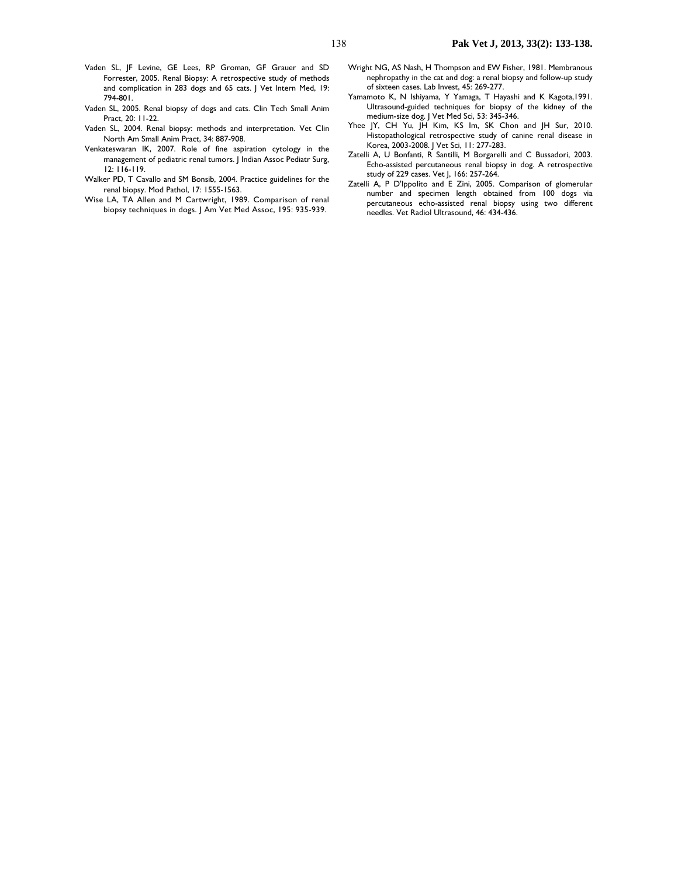Vaden SL, JF Levine, GE Lees, RP Groman, GF Grauer and SD Forrester, 2005. Renal Biopsy: A retrospective study of methods and complication in 283 dogs and 65 cats. J Vet Intern Med, 19: 794-801.

Vaden SL, 2005. Renal biopsy of dogs and cats. Clin Tech Small Anim Pract, 20: 11-22.

Vaden SL, 2004. Renal biopsy: methods and interpretation. Vet Clin North Am Small Anim Pract, 34: 887-908.

Venkateswaran IK, 2007. Role of fine aspiration cytology in the management of pediatric renal tumors. J Indian Assoc Pediatr Surg, 12: 116-119.

Walker PD, T Cavallo and SM Bonsib, 2004. Practice guidelines for the renal biopsy. Mod Pathol, 17: 1555-1563.

Wise LA, TA Allen and M Cartwright, 1989. Comparison of renal biopsy techniques in dogs. J Am Vet Med Assoc, 195: 935-939.

Wright NG, AS Nash, H Thompson and EW Fisher, 1981. Membranous nephropathy in the cat and dog: a renal biopsy and follow-up study of sixteen cases. Lab Invest, 45: 269-277.

Yamamoto K, N Ishiyama, Y Yamaga, T Hayashi and K Kagota,1991. Ultrasound-guided techniques for biopsy of the kidney of the medium-size dog. J Vet Med Sci, 53: 345-346.

Yhee JY, CH Yu, JH Kim, KS Im, SK Chon and JH Sur, 2010. Histopathological retrospective study of canine renal disease in Korea, 2003-2008. J Vet Sci, 11: 277-283.

Zatelli A, U Bonfanti, R Santilli, M Borgarelli and C Bussadori, 2003. Echo-assisted percutaneous renal biopsy in dog. A retrospective study of 229 cases. Vet J, 166: 257-264.

Zatelli A, P D'Ippolito and E Zini, 2005. Comparison of glomerular number and specimen length obtained from 100 dogs via percutaneous echo-assisted renal biopsy using two different needles. Vet Radiol Ultrasound, 46: 434-436.